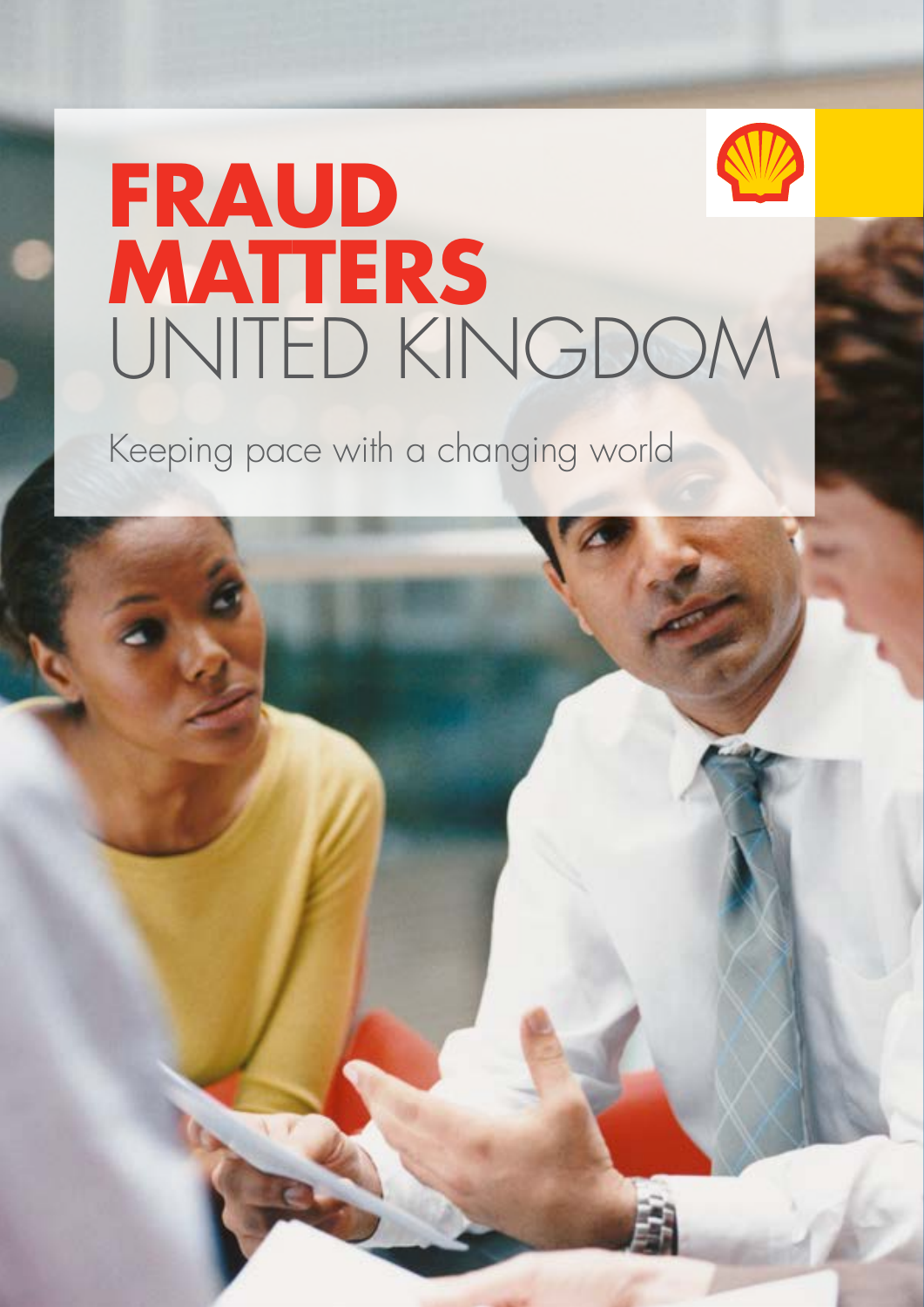# FRAUD MATTERS UNITED KINGDOM

Keeping pace with a changing world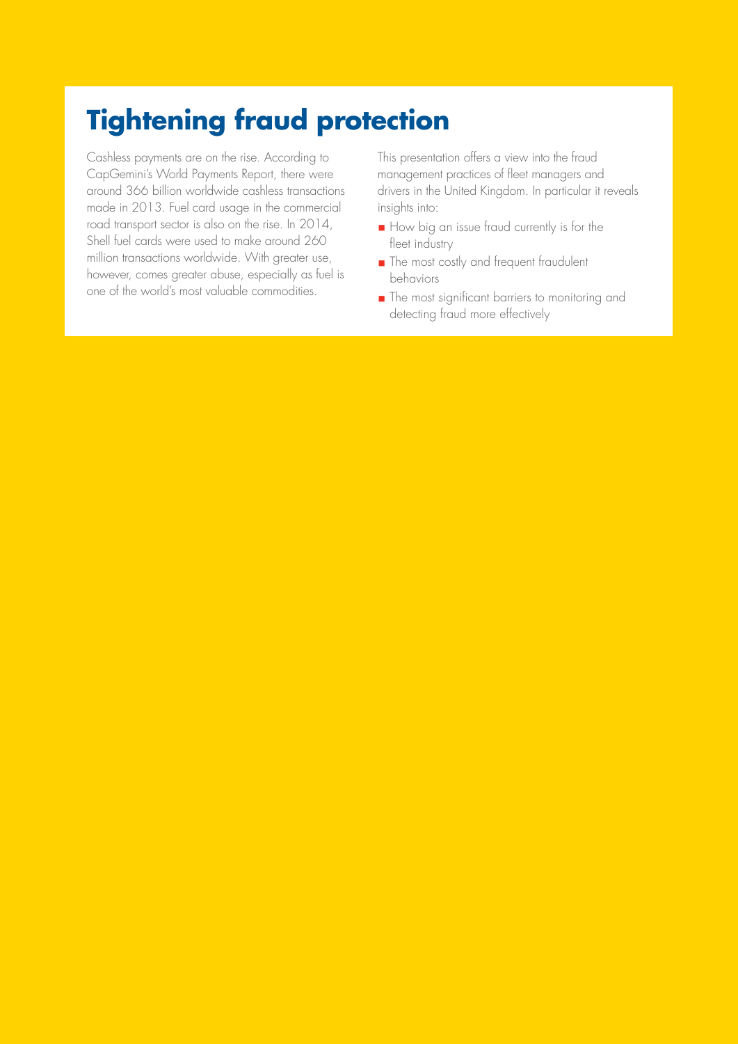# Tightening fraud protection

Cashless payments are on the rise. According to CapGemini's World Payments Report, there were around 366 billion worldwide cashless transactions made in 2013. Fuel card usage in the commercial road transport sector is also on the rise. In 2014, Shell fuel cards were used to make around 260 million transactions worldwide. With greater use, however, comes greater abuse, especially as fuel is one of the world's most valuable commodities.

This presentation offers a view into the fraud management practices of fleet managers and drivers in the United Kingdom. In particular it reveals insights into:

- How big an issue fraud currently is for the fleet industry
- The most costly and frequent fraudulent behaviors
- The most significant barriers to monitoring and detecting fraud more effectively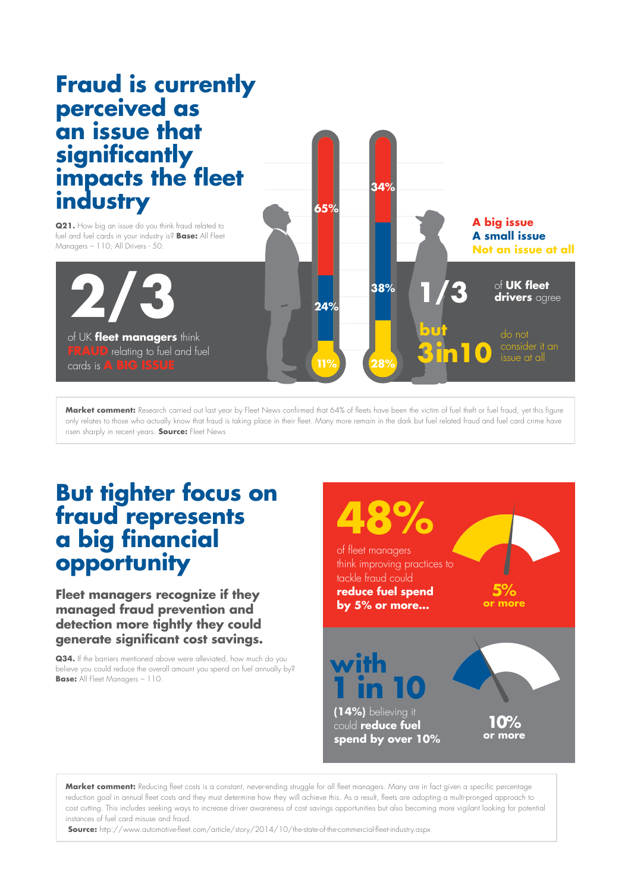# Fraud is currently perceived as an issue that significantly impacts the fleet industry

**Q21.** How big an issue do you think fraud related to fuel and fuel cards in your industry is? **Base:** All Fleet Managers – 110; All Drivers - 50.

| | Fleet managers | Drivers |
|---|---|---|
| A big issue | 65% | 34% |
| A small issue | 24% | 38% |
| Not an issue at all | 11% | 28% |

**2/3** of UK **fleet managers** think **FRAUD** relating to fuel and fuel cards is **A BIG ISSUE**

**1/3** of **UK fleet drivers** agree

**but 3in10** do not consider it an issue at all

**Market comment:** Research carried out last year by Fleet News confirmed that 64% of fleets have been the victim of fuel theft or fuel fraud, yet this figure only relates to those who actually know that fraud is taking place in their fleet. Many more remain in the dark but fuel related fraud and fuel card crime have risen sharply in recent years. **Source:** Fleet News

# But tighter focus on fraud represents a big financial opportunity

**Fleet managers recognize if they managed fraud prevention and detection more tightly they could generate significant cost savings.**

**Q34.** If the barriers mentioned above were alleviated, how much do you believe you could reduce the overall amount you spend on fuel annually by? **Base:** All Fleet Managers – 110.

**48%** of fleet managers think improving practices to tackle fraud could **reduce fuel spend by 5% or more...**

**5% or more**

**with 1 in 10** **(14%)** believing it could **reduce fuel spend by over 10%**

**10% or more**

**Market comment:** Reducing fleet costs is a constant, never-ending struggle for all fleet managers. Many are in fact given a specific percentage reduction goal in annual fleet costs and they must determine how they will achieve this. As a result, fleets are adopting a multi-pronged approach to cost cutting. This includes seeking ways to increase driver awareness of cost savings opportunities but also becoming more vigilant looking for potential instances of fuel card misuse and fraud.
**Source:** http://www.automotive-fleet.com/article/story/2014/10/the-state-of-the-commercial-fleet-industry.aspx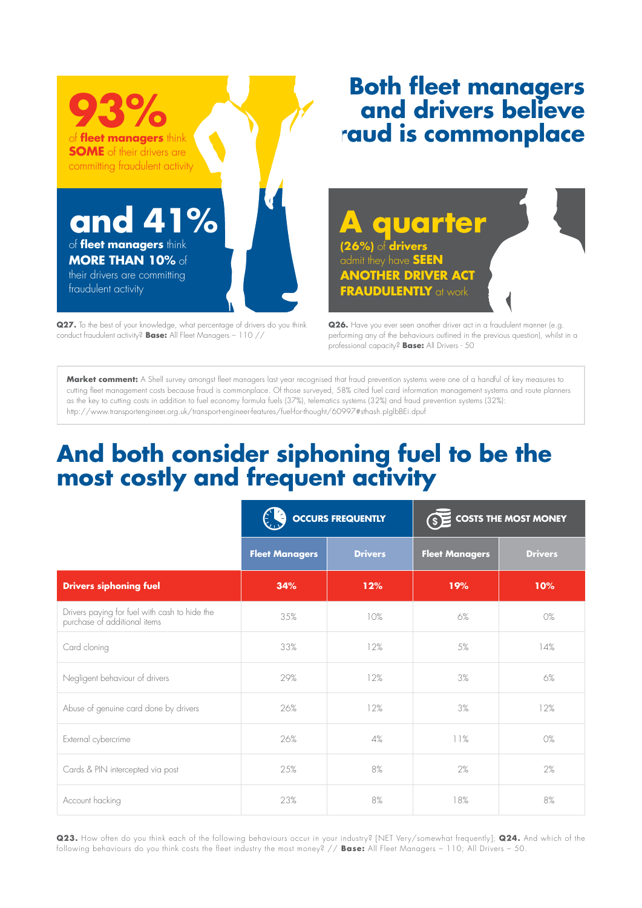# Both fleet managers and drivers believe raud is commonplace

**93%** of **fleet managers** think **SOME** of their drivers are committing fraudulent activity

**and 41%** of **fleet managers** think **MORE THAN 10%** of their drivers are committing fraudulent activity

**Q27.** To the best of your knowledge, what percentage of drivers do you think conduct fraudulent activity? **Base:** All Fleet Managers – 110 //

**A quarter** (26%) of **drivers** admit they have **SEEN ANOTHER DRIVER ACT FRAUDULENTLY** at work

**Q26.** Have you ever seen another driver act in a fraudulent manner (e.g. performing any of the behaviours outlined in the previous question), whilst in a professional capacity? **Base:** All Drivers - 50

**Market comment:** A Shell survey amongst fleet managers last year recognised that fraud prevention systems were one of a handful of key measures to cutting fleet management costs because fraud is commonplace. Of those surveyed, 58% cited fuel card information management systems and route planners as the key to cutting costs in addition to fuel economy formula fuels (37%), telematics systems (32%) and fraud prevention systems (32%): http://www.transportengineer.org.uk/transport-engineer-features/fuel-for-thought/60997#sthash.plglbBEi.dpuf

## And both consider siphoning fuel to be the most costly and frequent activity

| | OCCURS FREQUENTLY | | COSTS THE MOST MONEY | |
|---|---|---|---|---|
| | Fleet Managers | Drivers | Fleet Managers | Drivers |
| **Drivers siphoning fuel** | **34%** | **12%** | **19%** | **10%** |
| Drivers paying for fuel with cash to hide the purchase of additional items | 35% | 10% | 6% | 0% |
| Card cloning | 33% | 12% | 5% | 14% |
| Negligent behaviour of drivers | 29% | 12% | 3% | 6% |
| Abuse of genuine card done by drivers | 26% | 12% | 3% | 12% |
| External cybercrime | 26% | 4% | 11% | 0% |
| Cards & PIN intercepted via post | 25% | 8% | 2% | 2% |
| Account hacking | 23% | 8% | 18% | 8% |

**Q23.** How often do you think each of the following behaviours occur in your industry? [NET Very/somewhat frequently]; **Q24.** And which of the following behaviours do you think costs the fleet industry the most money? // **Base:** All Fleet Managers – 110; All Drivers – 50.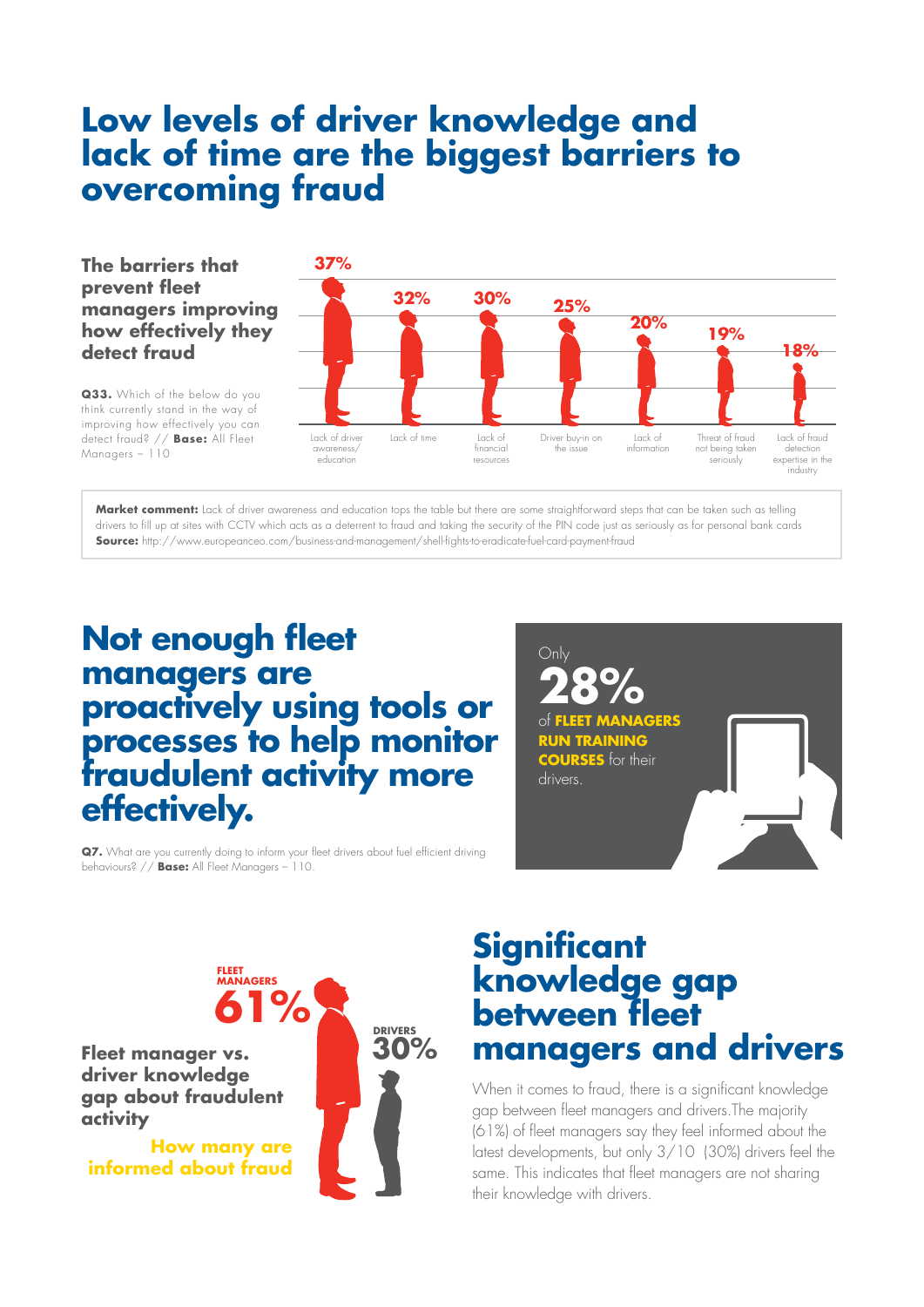# Low levels of driver knowledge and lack of time are the biggest barriers to overcoming fraud

### The barriers that prevent fleet managers improving how effectively they detect fraud

**Q33.** Which of the below do you think currently stand in the way of improving how effectively you can detect fraud? // **Base:** All Fleet Managers – 110

| Barrier | % |
| --- | --- |
| Lack of driver awareness/ education | 37% |
| Lack of time | 32% |
| Lack of financial resources | 30% |
| Driver buy-in on the issue | 25% |
| Lack of information | 20% |
| Threat of fraud not being taken seriously | 19% |
| Lack of fraud detection expertise in the industry | 18% |

**Market comment:** Lack of driver awareness and education tops the table but there are some straightforward steps that can be taken such as telling drivers to fill up at sites with CCTV which acts as a deterrent to fraud and taking the security of the PIN code just as seriously as for personal bank cards
**Source:** http://www.europeanceo.com/business-and-management/shell-fights-to-eradicate-fuel-card-payment-fraud

# Not enough fleet managers are proactively using tools or processes to help monitor fraudulent activity more effectively.

**Q7.** What are you currently doing to inform your fleet drivers about fuel efficient driving behaviours? // **Base:** All Fleet Managers – 110.

Only **28%** of **FLEET MANAGERS RUN TRAINING COURSES** for their drivers.

### Fleet manager vs. driver knowledge gap about fraudulent activity

**How many are informed about fraud**

- FLEET MANAGERS: 61%
- DRIVERS: 30%

# Significant knowledge gap between fleet managers and drivers

When it comes to fraud, there is a significant knowledge gap between fleet managers and drivers.The majority (61%) of fleet managers say they feel informed about the latest developments, but only 3/10 (30%) drivers feel the same. This indicates that fleet managers are not sharing their knowledge with drivers.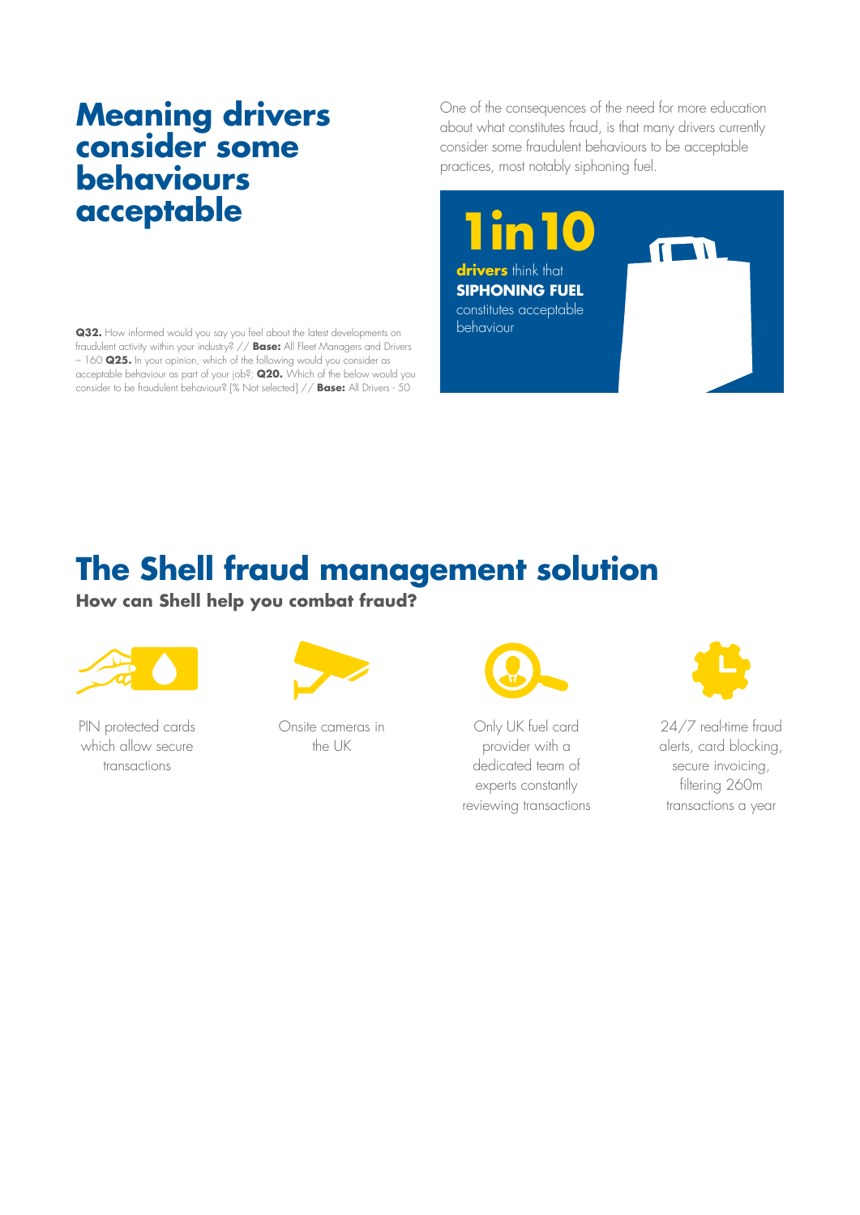## Meaning drivers consider some behaviours acceptable

One of the consequences of the need for more education about what constitutes fraud, is that many drivers currently consider some fraudulent behaviours to be acceptable practices, most notably siphoning fuel.

**1 in 10**

**drivers** think that **SIPHONING FUEL** constitutes acceptable behaviour

**Q32.** How informed would you say you feel about the latest developments on fraudulent activity within your industry? // **Base:** All Fleet Managers and Drivers – 160 **Q25.** In your opinion, which of the following would you consider as acceptable behaviour as part of your job?; **Q20.** Which of the below would you consider to be fraudulent behaviour? [% Not selected] // **Base:** All Drivers - 50

## The Shell fraud management solution

**How can Shell help you combat fraud?**

- PIN protected cards which allow secure transactions
- Onsite cameras in the UK
- Only UK fuel card provider with a dedicated team of experts constantly reviewing transactions
- 24/7 real-time fraud alerts, card blocking, secure invoicing, filtering 260m transactions a year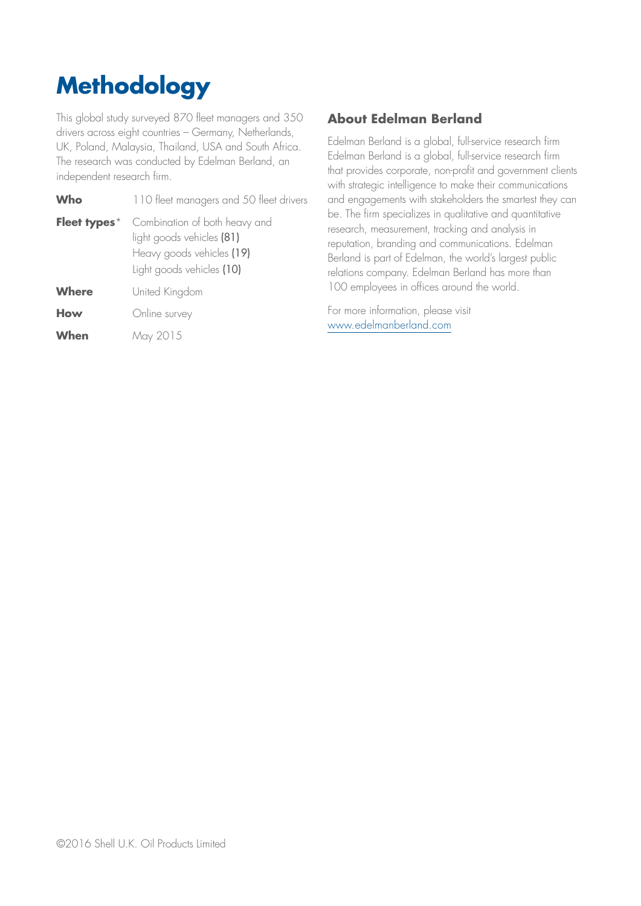# Methodology

This global study surveyed 870 fleet managers and 350 drivers across eight countries – Germany, Netherlands, UK, Poland, Malaysia, Thailand, USA and South Africa. The research was conducted by Edelman Berland, an independent research firm.

| | |
|---|---|
| **Who** | 110 fleet managers and 50 fleet drivers |
| **Fleet types*** | Combination of both heavy and light goods vehicles (81)<br>Heavy goods vehicles (19)<br>Light goods vehicles (10) |
| **Where** | United Kingdom |
| **How** | Online survey |
| **When** | May 2015 |

## About Edelman Berland

Edelman Berland is a global, full-service research firm Edelman Berland is a global, full-service research firm that provides corporate, non-profit and government clients with strategic intelligence to make their communications and engagements with stakeholders the smartest they can be. The firm specializes in qualitative and quantitative research, measurement, tracking and analysis in reputation, branding and communications. Edelman Berland is part of Edelman, the world's largest public relations company. Edelman Berland has more than 100 employees in offices around the world.

For more information, please visit www.edelmanberland.com

©2016 Shell U.K. Oil Products Limited